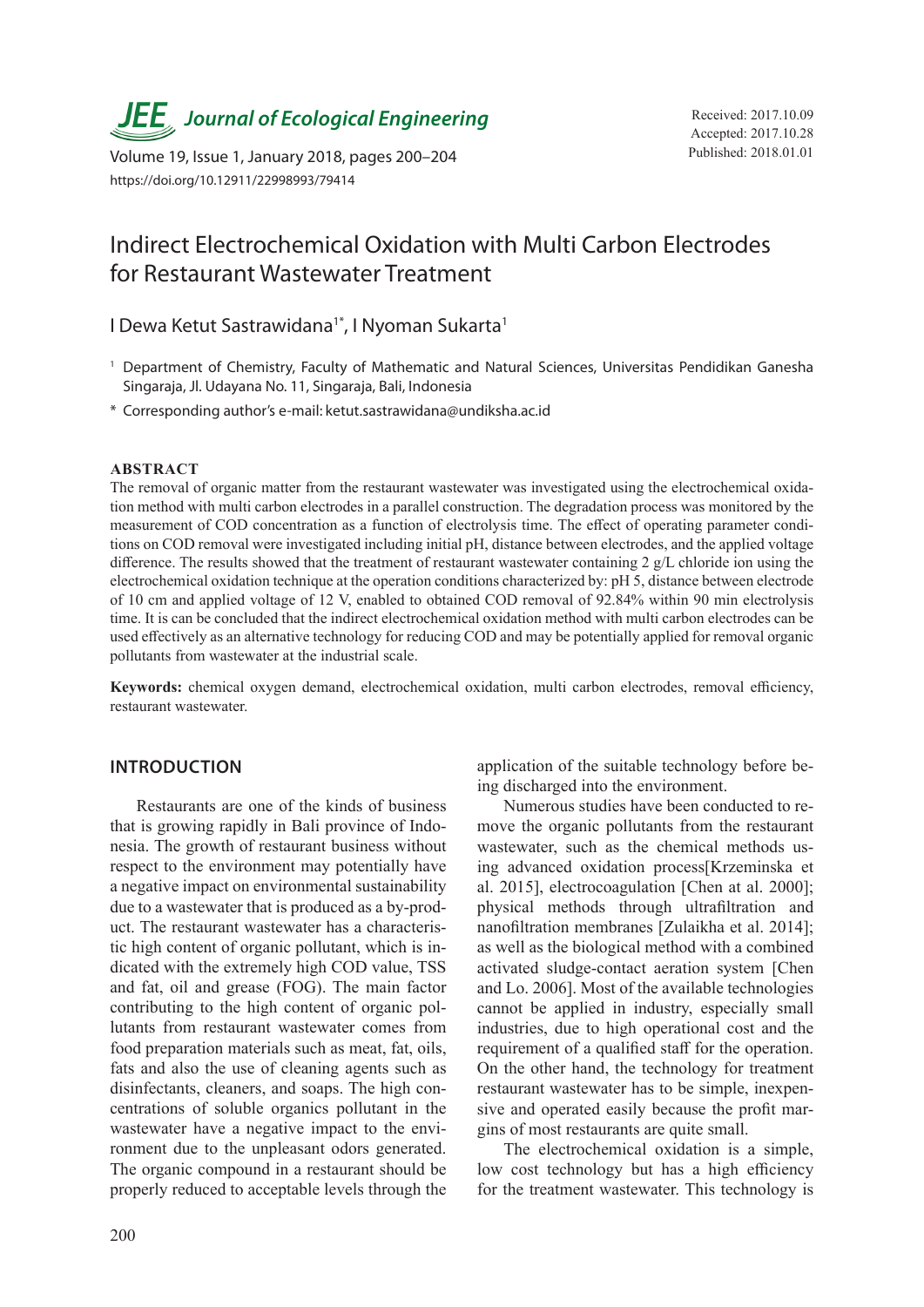# Indirect Electrochemical Oxidation with Multi Carbon Electrodes for Restaurant Wastewater Treatment

I Dewa Ketut Sastrawidana[1*], I Nyoman Sukarta[1]

[1] Department of Chemistry, Faculty of Mathematic and Natural Sciences, Universitas Pendidikan Ganesha Singaraja, Jl. Udayana No. 11, Singaraja, Bali, Indonesia

* Corresponding author's e-mail: ketut.sastrawidana@undiksha.ac.id

Received: 2017.10.09
Accepted: 2017.10.28
Published: 2018.01.01

https://doi.org/10.12911/22998993/79414

## ABSTRACT

The removal of organic matter from the restaurant wastewater was investigated using the electrochemical oxidation method with multi carbon electrodes in a parallel construction. The degradation process was monitored by the measurement of COD concentration as a function of electrolysis time. The effect of operating parameter conditions on COD removal were investigated including initial pH, distance between electrodes, and the applied voltage difference. The results showed that the treatment of restaurant wastewater containing 2 g/L chloride ion using the electrochemical oxidation technique at the operation conditions characterized by: pH 5, distance between electrode of 10 cm and applied voltage of 12 V, enabled to obtained COD removal of 92.84% within 90 min electrolysis time. It is can be concluded that the indirect electrochemical oxidation method with multi carbon electrodes can be used effectively as an alternative technology for reducing COD and may be potentially applied for removal organic pollutants from wastewater at the industrial scale.

**Keywords:** chemical oxygen demand, electrochemical oxidation, multi carbon electrodes, removal efficiency, restaurant wastewater.

## INTRODUCTION

Restaurants are one of the kinds of business that is growing rapidly in Bali province of Indonesia. The growth of restaurant business without respect to the environment may potentially have a negative impact on environmental sustainability due to a wastewater that is produced as a by-product. The restaurant wastewater has a characteristic high content of organic pollutant, which is indicated with the extremely high COD value, TSS and fat, oil and grease (FOG). The main factor contributing to the high content of organic pollutants from restaurant wastewater comes from food preparation materials such as meat, fat, oils, fats and also the use of cleaning agents such as disinfectants, cleaners, and soaps. The high concentrations of soluble organics pollutant in the wastewater have a negative impact to the environment due to the unpleasant odors generated. The organic compound in a restaurant should be properly reduced to acceptable levels through the application of the suitable technology before being discharged into the environment.

Numerous studies have been conducted to remove the organic pollutants from the restaurant wastewater, such as the chemical methods using advanced oxidation process[Krzeminska et al. 2015], electrocoagulation [Chen at al. 2000]; physical methods through ultrafiltration and nanofiltration membranes [Zulaikha et al. 2014]; as well as the biological method with a combined activated sludge-contact aeration system [Chen and Lo. 2006]. Most of the available technologies cannot be applied in industry, especially small industries, due to high operational cost and the requirement of a qualified staff for the operation. On the other hand, the technology for treatment restaurant wastewater has to be simple, inexpensive and operated easily because the profit margins of most restaurants are quite small.

The electrochemical oxidation is a simple, low cost technology but has a high efficiency for the treatment wastewater. This technology is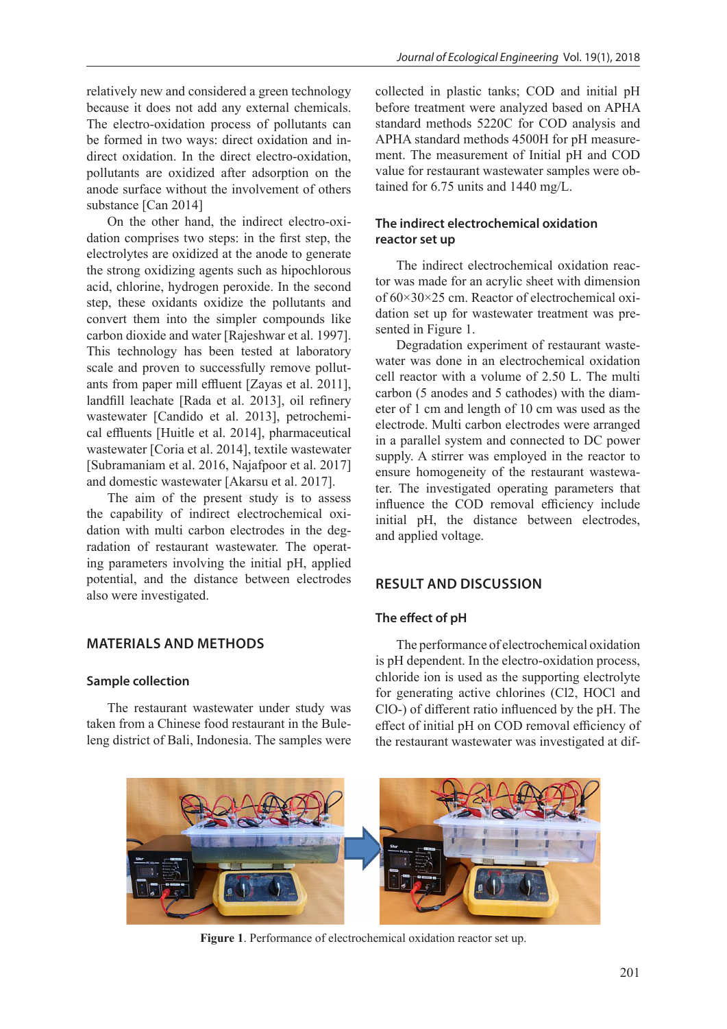relatively new and considered a green technology because it does not add any external chemicals. The electro-oxidation process of pollutants can be formed in two ways: direct oxidation and indirect oxidation. In the direct electro-oxidation, pollutants are oxidized after adsorption on the anode surface without the involvement of others substance [Can 2014]

On the other hand, the indirect electro-oxidation comprises two steps: in the first step, the electrolytes are oxidized at the anode to generate the strong oxidizing agents such as hipochlorous acid, chlorine, hydrogen peroxide. In the second step, these oxidants oxidize the pollutants and convert them into the simpler compounds like carbon dioxide and water [Rajeshwar et al. 1997]. This technology has been tested at laboratory scale and proven to successfully remove pollutants from paper mill effluent [Zayas et al. 2011], landfill leachate [Rada et al. 2013], oil refinery wastewater [Candido et al. 2013], petrochemical effluents [Huitle et al. 2014], pharmaceutical wastewater [Coria et al. 2014], textile wastewater [Subramaniam et al. 2016, Najafpoor et al. 2017] and domestic wastewater [Akarsu et al. 2017].

The aim of the present study is to assess the capability of indirect electrochemical oxidation with multi carbon electrodes in the degradation of restaurant wastewater. The operating parameters involving the initial pH, applied potential, and the distance between electrodes also were investigated.

## MATERIALS AND METHODS

### Sample collection

The restaurant wastewater under study was taken from a Chinese food restaurant in the Buleleng district of Bali, Indonesia. The samples were collected in plastic tanks; COD and initial pH before treatment were analyzed based on APHA standard methods 5220C for COD analysis and APHA standard methods 4500H for pH measurement. The measurement of Initial pH and COD value for restaurant wastewater samples were obtained for 6.75 units and 1440 mg/L.

### The indirect electrochemical oxidation reactor set up

The indirect electrochemical oxidation reactor was made for an acrylic sheet with dimension of 60×30×25 cm. Reactor of electrochemical oxidation set up for wastewater treatment was presented in Figure 1.

Degradation experiment of restaurant wastewater was done in an electrochemical oxidation cell reactor with a volume of 2.50 L. The multi carbon (5 anodes and 5 cathodes) with the diameter of 1 cm and length of 10 cm was used as the electrode. Multi carbon electrodes were arranged in a parallel system and connected to DC power supply. A stirrer was employed in the reactor to ensure homogeneity of the restaurant wastewater. The investigated operating parameters that influence the COD removal efficiency include initial pH, the distance between electrodes, and applied voltage.

## RESULT AND DISCUSSION

### The effect of pH

The performance of electrochemical oxidation is pH dependent. In the electro-oxidation process, chloride ion is used as the supporting electrolyte for generating active chlorines ($Cl_2$, HOCl and $ClO^-$) of different ratio influenced by the pH. The effect of initial pH on COD removal efficiency of the restaurant wastewater was investigated at dif-

**Figure 1**. Performance of electrochemical oxidation reactor set up.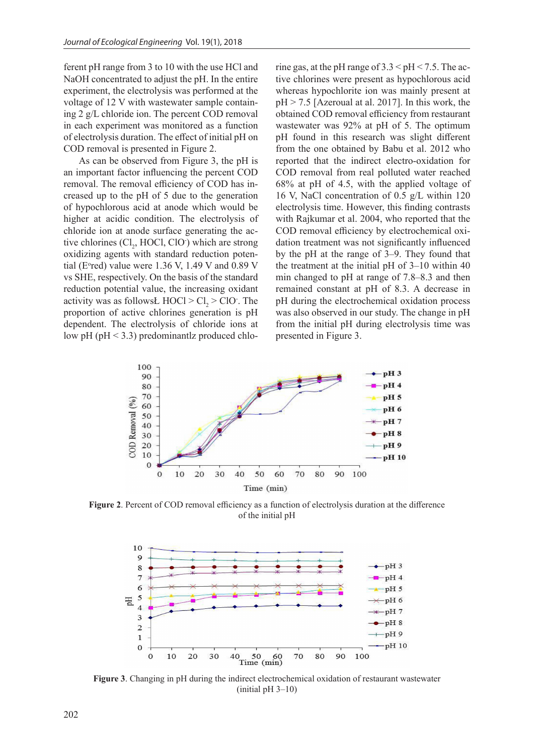ferent pH range from 3 to 10 with the use HCl and NaOH concentrated to adjust the pH. In the entire experiment, the electrolysis was performed at the voltage of 12 V with wastewater sample containing 2 g/L chloride ion. The percent COD removal in each experiment was monitored as a function of electrolysis duration. The effect of initial pH on COD removal is presented in Figure 2.

As can be observed from Figure 3, the pH is an important factor influencing the percent COD removal. The removal efficiency of COD has increased up to the pH of 5 due to the generation of hypochlorous acid at anode which would be higher at acidic condition. The electrolysis of chloride ion at anode surface generating the active chlorines ($Cl_2$, HOCl, $ClO^-$) which are strong oxidizing agents with standard reduction potential ($E^o$red) value were 1.36 V, 1.49 V and 0.89 V vs SHE, respectively. On the basis of the standard reduction potential value, the increasing oxidant activity was as followsŁ HOCl > $Cl_2$ > $ClO^-$. The proportion of active chlorines generation is pH dependent. The electrolysis of chloride ions at low pH (pH < 3.3) predominantlz produced chlorine gas, at the pH range of 3.3 < pH < 7.5. The active chlorines were present as hypochlorous acid whereas hypochlorite ion was mainly present at pH > 7.5 [Azeroual at al. 2017]. In this work, the obtained COD removal efficiency from restaurant wastewater was 92% at pH of 5. The optimum pH found in this research was slight different from the one obtained by Babu et al. 2012 who reported that the indirect electro-oxidation for COD removal from real polluted water reached 68% at pH of 4.5, with the applied voltage of 16 V, NaCl concentration of 0.5 g/L within 120 electrolysis time. However, this finding contrasts with Rajkumar et al. 2004, who reported that the COD removal efficiency by electrochemical oxidation treatment was not significantly influenced by the pH at the range of 3–9. They found that the treatment at the initial pH of 3–10 within 40 min changed to pH at range of 7.8–8.3 and then remained constant at pH of 8.3. A decrease in pH during the electrochemical oxidation process was also observed in our study. The change in pH from the initial pH during electrolysis time was presented in Figure 3.

**Figure 2**. Percent of COD removal efficiency as a function of electrolysis duration at the difference of the initial pH

**Figure 3**. Changing in pH during the indirect electrochemical oxidation of restaurant wastewater (initial pH 3–10)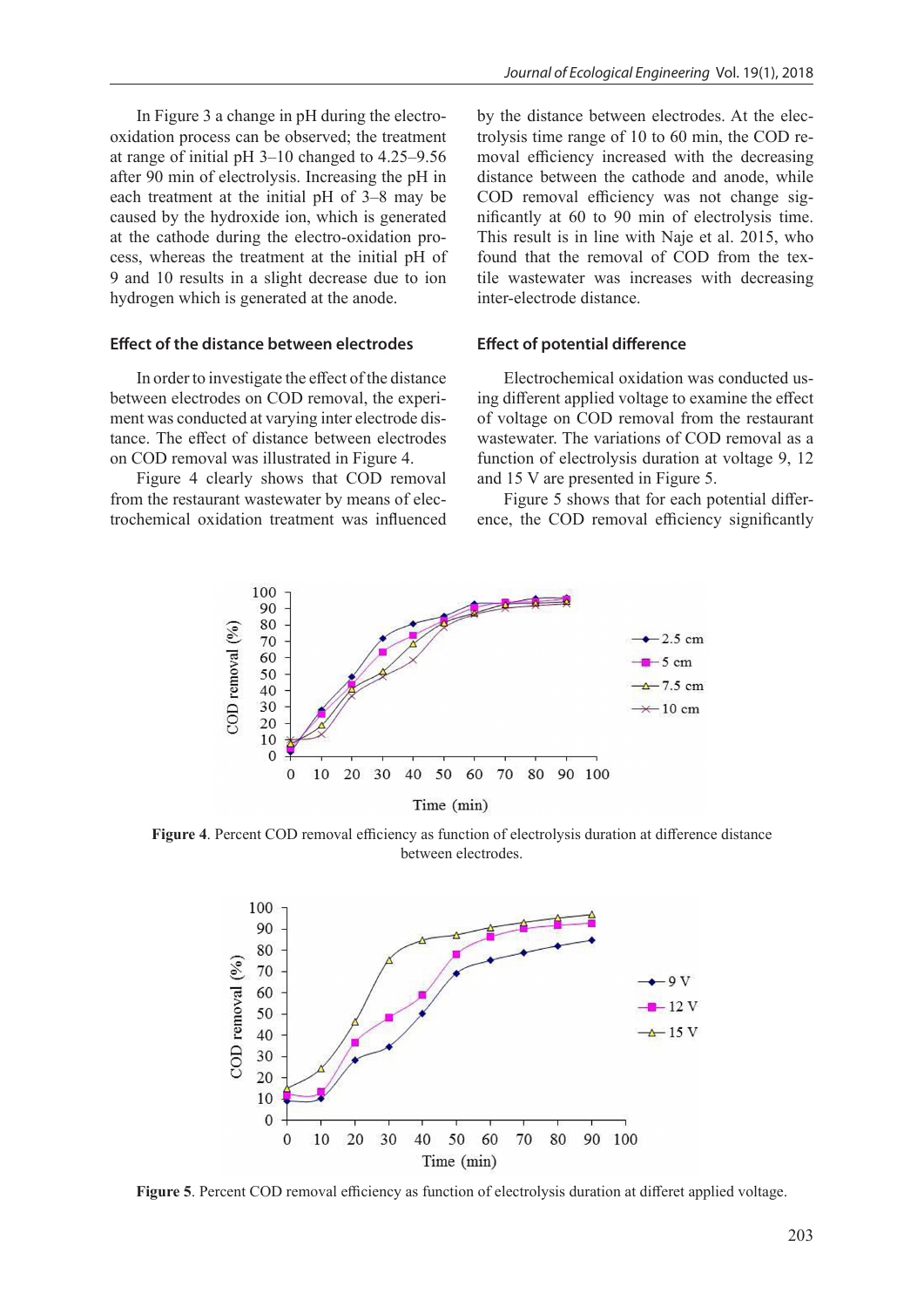In Figure 3 a change in pH during the electro-oxidation process can be observed; the treatment at range of initial pH 3–10 changed to 4.25–9.56 after 90 min of electrolysis. Increasing the pH in each treatment at the initial pH of 3–8 may be caused by the hydroxide ion, which is generated at the cathode during the electro-oxidation process, whereas the treatment at the initial pH of 9 and 10 results in a slight decrease due to ion hydrogen which is generated at the anode.

### Effect of the distance between electrodes

In order to investigate the effect of the distance between electrodes on COD removal, the experiment was conducted at varying inter electrode distance. The effect of distance between electrodes on COD removal was illustrated in Figure 4.

Figure 4 clearly shows that COD removal from the restaurant wastewater by means of electrochemical oxidation treatment was influenced by the distance between electrodes. At the electrolysis time range of 10 to 60 min, the COD removal efficiency increased with the decreasing distance between the cathode and anode, while COD removal efficiency was not change significantly at 60 to 90 min of electrolysis time. This result is in line with Naje et al. 2015, who found that the removal of COD from the textile wastewater was increases with decreasing inter-electrode distance.

### Effect of potential difference

Electrochemical oxidation was conducted using different applied voltage to examine the effect of voltage on COD removal from the restaurant wastewater. The variations of COD removal as a function of electrolysis duration at voltage 9, 12 and 15 V are presented in Figure 5.

Figure 5 shows that for each potential difference, the COD removal efficiency significantly

**Figure 4**. Percent COD removal efficiency as function of electrolysis duration at difference distance between electrodes.

**Figure 5**. Percent COD removal efficiency as function of electrolysis duration at differet applied voltage.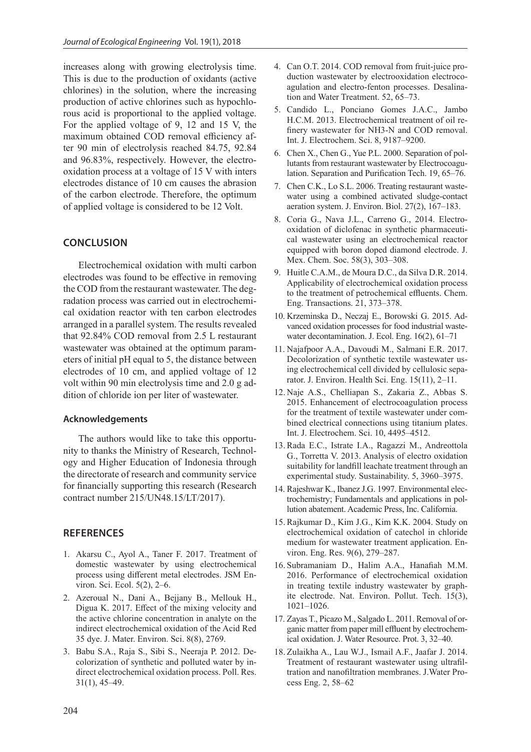increases along with growing electrolysis time. This is due to the production of oxidants (active chlorines) in the solution, where the increasing production of active chlorines such as hypochlorous acid is proportional to the applied voltage. For the applied voltage of 9, 12 and 15 V, the maximum obtained COD removal efficiency after 90 min of electrolysis reached 84.75, 92.84 and 96.83%, respectively. However, the electrooxidation process at a voltage of 15 V with inters electrodes distance of 10 cm causes the abrasion of the carbon electrode. Therefore, the optimum of applied voltage is considered to be 12 Volt.

## CONCLUSION

Electrochemical oxidation with multi carbon electrodes was found to be effective in removing the COD from the restaurant wastewater. The degradation process was carried out in electrochemical oxidation reactor with ten carbon electrodes arranged in a parallel system. The results revealed that 92.84% COD removal from 2.5 L restaurant wastewater was obtained at the optimum parameters of initial pH equal to 5, the distance between electrodes of 10 cm, and applied voltage of 12 volt within 90 min electrolysis time and 2.0 g addition of chloride ion per liter of wastewater.

### Acknowledgements

The authors would like to take this opportunity to thanks the Ministry of Research, Technology and Higher Education of Indonesia through the directorate of research and community service for financially supporting this research (Research contract number 215/UN48.15/LT/2017).

## REFERENCES

1. Akarsu C., Ayol A., Taner F. 2017. Treatment of domestic wastewater by using electrochemical process using different metal electrodes. JSM Environ. Sci. Ecol. 5(2), 2–6.
2. Azeroual N., Dani A., Bejjany B., Mellouk H., Digua K. 2017. Effect of the mixing velocity and the active chlorine concentration in analyte on the indirect electrochemical oxidation of the Acid Red 35 dye. J. Mater. Environ. Sci. 8(8), 2769.
3. Babu S.A., Raja S., Sibi S., Neeraja P. 2012. Decolorization of synthetic and polluted water by indirect electrochemical oxidation process. Poll. Res. 31(1), 45–49.
4. Can O.T. 2014. COD removal from fruit-juice production wastewater by electrooxidation electrocoagulation and electro-fenton processes. Desalination and Water Treatment. 52, 65–73.
5. Candido L., Ponciano Gomes J.A.C., Jambo H.C.M. 2013. Electrochemical treatment of oil refinery wastewater for NH3-N and COD removal. Int. J. Electrochem. Sci. 8, 9187–9200.
6. Chen X., Chen G., Yue P.L. 2000. Separation of pollutants from restaurant wastewater by Electrocoagulation. Separation and Purification Tech. 19, 65–76.
7. Chen C.K., Lo S.L. 2006. Treating restaurant wastewater using a combined activated sludge-contact aeration system. J. Environ. Biol. 27(2), 167–183.
8. Coria G., Nava J.L., Carreno G., 2014. Electrooxidation of diclofenac in synthetic pharmaceutical wastewater using an electrochemical reactor equipped with boron doped diamond electrode. J. Mex. Chem. Soc. 58(3), 303–308.
9. Huitle C.A.M., de Moura D.C., da Silva D.R. 2014. Applicability of electrochemical oxidation process to the treatment of petrochemical effluents. Chem. Eng. Transactions. 21, 373–378.
10. Krzeminska D., Neczaj E., Borowski G. 2015. Advanced oxidation processes for food industrial wastewater decontamination. J. Ecol. Eng. 16(2), 61–71
11. Najafpoor A.A., Davoudi M., Salmani E.R. 2017. Decolorization of synthetic textile wastewater using electrochemical cell divided by cellulosic separator. J. Environ. Health Sci. Eng. 15(11), 2–11.
12. Naje A.S., Chelliapan S., Zakaria Z., Abbas S. 2015. Enhancement of electrocoagulation process for the treatment of textile wastewater under combined electrical connections using titanium plates. Int. J. Electrochem. Sci. 10, 4495–4512.
13. Rada E.C., Istrate I.A., Ragazzi M., Andreottola G., Torretta V. 2013. Analysis of electro oxidation suitability for landfill leachate treatment through an experimental study. Sustainability. 5, 3960–3975.
14. Rajeshwar K., Ibanez J.G. 1997. Environmental electrochemistry; Fundamentals and applications in pollution abatement. Academic Press, Inc. California.
15. Rajkumar D., Kim J.G., Kim K.K. 2004. Study on electrochemical oxidation of catechol in chloride medium for wastewater treatment application. Environ. Eng. Res. 9(6), 279–287.
16. Subramaniam D., Halim A.A., Hanafiah M.M. 2016. Performance of electrochemical oxidation in treating textile industry wastewater by graphite electrode. Nat. Environ. Pollut. Tech. 15(3), 1021–1026.
17. Zayas T., Picazo M., Salgado L. 2011. Removal of organic matter from paper mill effluent by electrochemical oxidation. J. Water Resource. Prot. 3, 32–40.
18. Zulaikha A., Lau W.J., Ismail A.F., Jaafar J. 2014. Treatment of restaurant wastewater using ultrafiltration and nanofiltration membranes. J.Water Process Eng. 2, 58–62